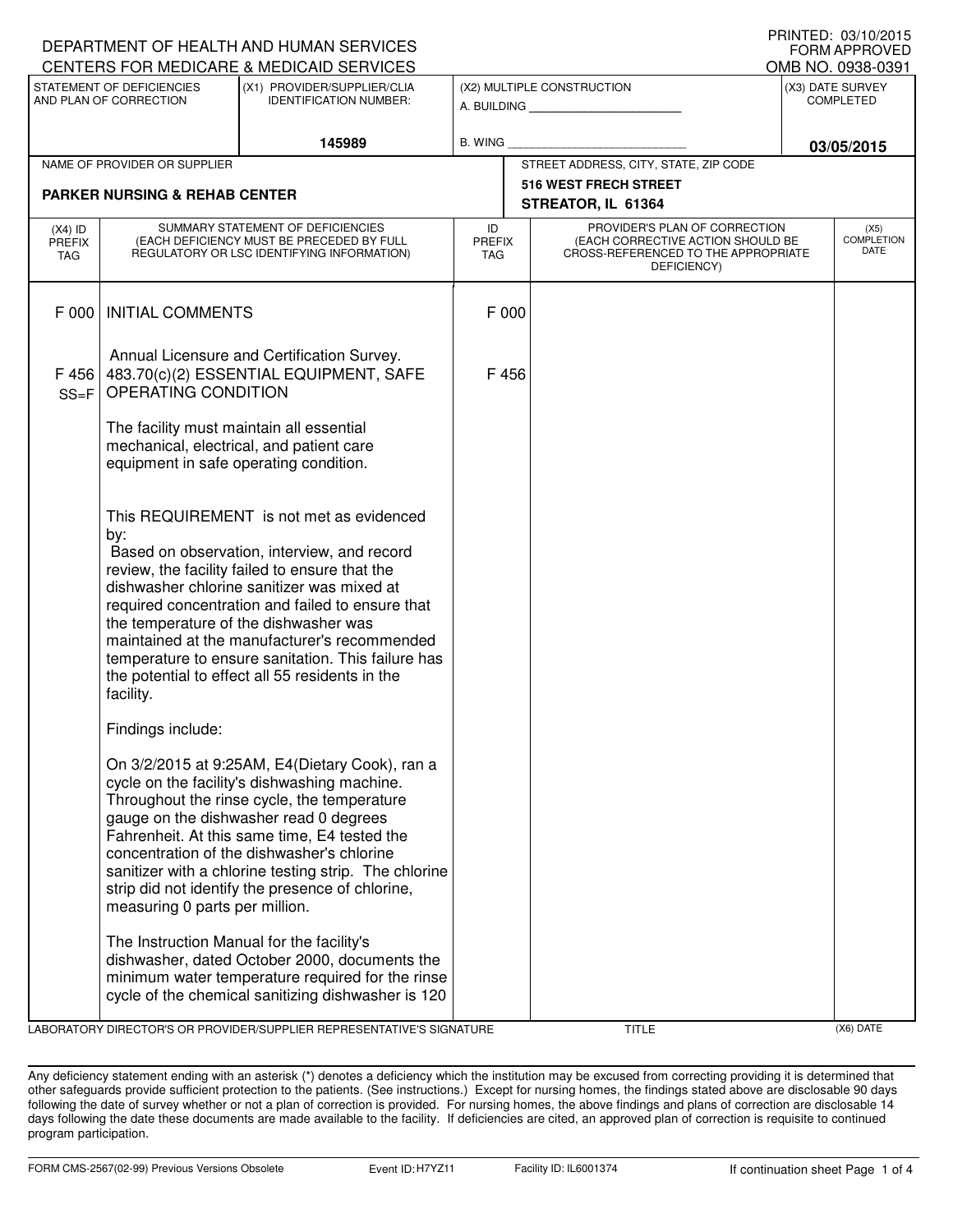DEPARTMENT OF HEALTH AND HUMAN SERVICES
CENTERS FOR MEDICARE & MEDICAID SERVICES

PRINTED: 03/10/2015
FORM APPROVED
OMB NO. 0938-0391

| STATEMENT OF DEFICIENCIES AND PLAN OF CORRECTION | (X1) PROVIDER/SUPPLIER/CLIA IDENTIFICATION NUMBER: | (X2) MULTIPLE CONSTRUCTION | (X3) DATE SURVEY COMPLETED |
|---|---|---|---|
| | 145989 | A. BUILDING ______ B. WING ______ | 03/05/2015 |

| NAME OF PROVIDER OR SUPPLIER | STREET ADDRESS, CITY, STATE, ZIP CODE |
|---|---|
| PARKER NURSING & REHAB CENTER | 516 WEST FRECH STREET STREATOR, IL 61364 |

| (X4) ID PREFIX TAG | SUMMARY STATEMENT OF DEFICIENCIES (EACH DEFICIENCY MUST BE PRECEDED BY FULL REGULATORY OR LSC IDENTIFYING INFORMATION) | ID PREFIX TAG | PROVIDER'S PLAN OF CORRECTION (EACH CORRECTIVE ACTION SHOULD BE CROSS-REFERENCED TO THE APPROPRIATE DEFICIENCY) | (X5) COMPLETION DATE |
|---|---|---|---|---|
| F 000 | INITIAL COMMENTS<br><br>Annual Licensure and Certification Survey. | F 000 | | |
| F 456 SS=F | 483.70(c)(2) ESSENTIAL EQUIPMENT, SAFE OPERATING CONDITION<br><br>The facility must maintain all essential mechanical, electrical, and patient care equipment in safe operating condition.<br><br>This REQUIREMENT is not met as evidenced by:<br>Based on observation, interview, and record review, the facility failed to ensure that the dishwasher chlorine sanitizer was mixed at required concentration and failed to ensure that the temperature of the dishwasher was maintained at the manufacturer's recommended temperature to ensure sanitation. This failure has the potential to effect all 55 residents in the facility.<br><br>Findings include:<br><br>On 3/2/2015 at 9:25AM, E4(Dietary Cook), ran a cycle on the facility's dishwashing machine. Throughout the rinse cycle, the temperature gauge on the dishwasher read 0 degrees Fahrenheit. At this same time, E4 tested the concentration of the dishwasher's chlorine sanitizer with a chlorine testing strip. The chlorine strip did not identify the presence of chlorine, measuring 0 parts per million.<br><br>The Instruction Manual for the facility's dishwasher, dated October 2000, documents the minimum water temperature required for the rinse cycle of the chemical sanitizing dishwasher is 120 | F 456 | | |

LABORATORY DIRECTOR'S OR PROVIDER/SUPPLIER REPRESENTATIVE'S SIGNATURE | TITLE | (X6) DATE

Any deficiency statement ending with an asterisk (*) denotes a deficiency which the institution may be excused from correcting providing it is determined that other safeguards provide sufficient protection to the patients. (See instructions.) Except for nursing homes, the findings stated above are disclosable 90 days following the date of survey whether or not a plan of correction is provided. For nursing homes, the above findings and plans of correction are disclosable 14 days following the date these documents are made available to the facility. If deficiencies are cited, an approved plan of correction is requisite to continued program participation.

FORM CMS-2567(02-99) Previous Versions Obsolete | Event ID: H7YZ11 | Facility ID: IL6001374 | If continuation sheet Page 1 of 4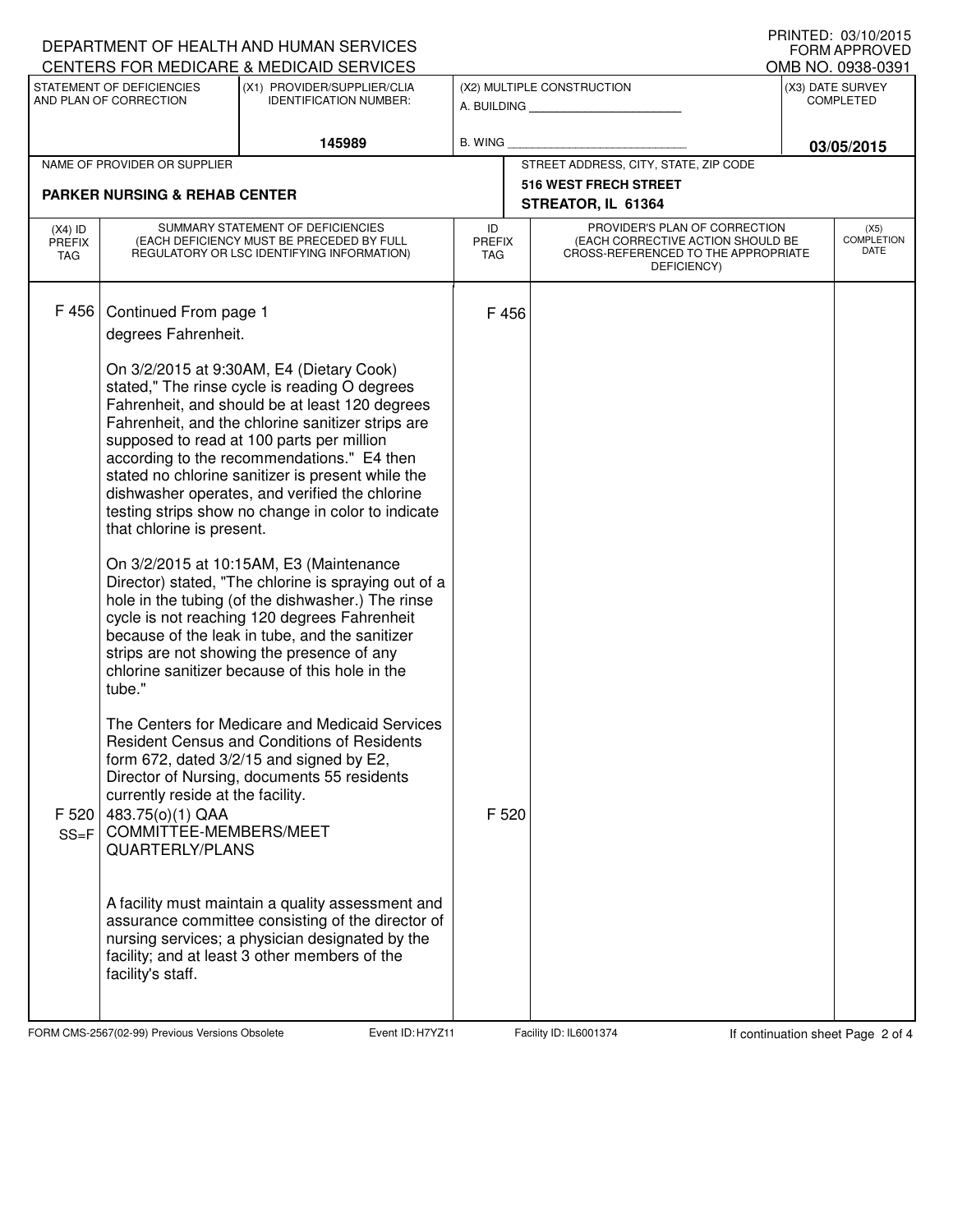DEPARTMENT OF HEALTH AND HUMAN SERVICES
CENTERS FOR MEDICARE & MEDICAID SERVICES

PRINTED: 03/10/2015
FORM APPROVED
OMB NO. 0938-0391

| STATEMENT OF DEFICIENCIES AND PLAN OF CORRECTION | (X1) PROVIDER/SUPPLIER/CLIA IDENTIFICATION NUMBER: | (X2) MULTIPLE CONSTRUCTION | (X3) DATE SURVEY COMPLETED |
|---|---|---|---|
| | 145989 | A. BUILDING ______ B. WING ______ | 03/05/2015 |

| NAME OF PROVIDER OR SUPPLIER | STREET ADDRESS, CITY, STATE, ZIP CODE |
|---|---|
| PARKER NURSING & REHAB CENTER | 516 WEST FRECH STREET STREATOR, IL 61364 |

| (X4) ID PREFIX TAG | SUMMARY STATEMENT OF DEFICIENCIES (EACH DEFICIENCY MUST BE PRECEDED BY FULL REGULATORY OR LSC IDENTIFYING INFORMATION) | ID PREFIX TAG | PROVIDER'S PLAN OF CORRECTION (EACH CORRECTIVE ACTION SHOULD BE CROSS-REFERENCED TO THE APPROPRIATE DEFICIENCY) | (X5) COMPLETION DATE |
|---|---|---|---|---|
| F 456 | Continued From page 1<br>degrees Fahrenheit.<br><br>On 3/2/2015 at 9:30AM, E4 (Dietary Cook) stated," The rinse cycle is reading O degrees Fahrenheit, and should be at least 120 degrees Fahrenheit, and the chlorine sanitizer strips are supposed to read at 100 parts per million according to the recommendations." E4 then stated no chlorine sanitizer is present while the dishwasher operates, and verified the chlorine testing strips show no change in color to indicate that chlorine is present.<br><br>On 3/2/2015 at 10:15AM, E3 (Maintenance Director) stated, "The chlorine is spraying out of a hole in the tubing (of the dishwasher.) The rinse cycle is not reaching 120 degrees Fahrenheit because of the leak in tube, and the sanitizer strips are not showing the presence of any chlorine sanitizer because of this hole in the tube."<br><br>The Centers for Medicare and Medicaid Services Resident Census and Conditions of Residents form 672, dated 3/2/15 and signed by E2, Director of Nursing, documents 55 residents currently reside at the facility. | F 456 | | |
| F 520 SS=F | 483.75(o)(1) QAA COMMITTEE-MEMBERS/MEET QUARTERLY/PLANS<br><br>A facility must maintain a quality assessment and assurance committee consisting of the director of nursing services; a physician designated by the facility; and at least 3 other members of the facility's staff. | F 520 | | |

FORM CMS-2567(02-99) Previous Versions Obsolete Event ID: H7YZ11 Facility ID: IL6001374 If continuation sheet Page 2 of 4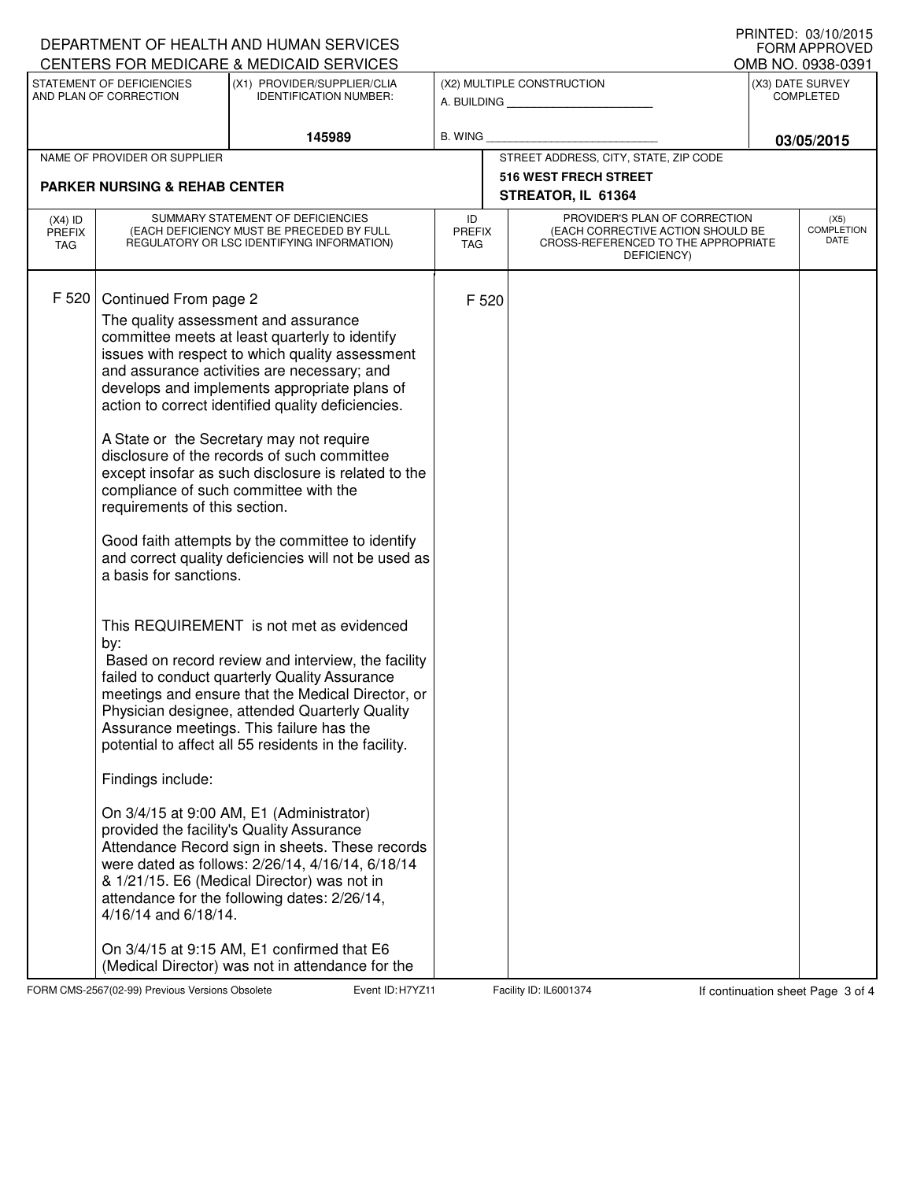DEPARTMENT OF HEALTH AND HUMAN SERVICES
CENTERS FOR MEDICARE & MEDICAID SERVICES

PRINTED: 03/10/2015
FORM APPROVED
OMB NO. 0938-0391

| STATEMENT OF DEFICIENCIES AND PLAN OF CORRECTION | (X1) PROVIDER/SUPPLIER/CLIA IDENTIFICATION NUMBER: | (X2) MULTIPLE CONSTRUCTION | (X3) DATE SURVEY COMPLETED |
|---|---|---|---|
| | 145989 | A. BUILDING _____ B. WING _____ | 03/05/2015 |

| NAME OF PROVIDER OR SUPPLIER | STREET ADDRESS, CITY, STATE, ZIP CODE |
|---|---|
| PARKER NURSING & REHAB CENTER | 516 WEST FRECH STREET STREATOR, IL 61364 |

| (X4) ID PREFIX TAG | SUMMARY STATEMENT OF DEFICIENCIES (EACH DEFICIENCY MUST BE PRECEDED BY FULL REGULATORY OR LSC IDENTIFYING INFORMATION) | ID PREFIX TAG | PROVIDER'S PLAN OF CORRECTION (EACH CORRECTIVE ACTION SHOULD BE CROSS-REFERENCED TO THE APPROPRIATE DEFICIENCY) | (X5) COMPLETION DATE |
|---|---|---|---|---|
| F 520 | Continued From page 2 | F 520 | | |

The quality assessment and assurance committee meets at least quarterly to identify issues with respect to which quality assessment and assurance activities are necessary; and develops and implements appropriate plans of action to correct identified quality deficiencies.

A State or the Secretary may not require disclosure of the records of such committee except insofar as such disclosure is related to the compliance of such committee with the requirements of this section.

Good faith attempts by the committee to identify and correct quality deficiencies will not be used as a basis for sanctions.

This REQUIREMENT is not met as evidenced by:
Based on record review and interview, the facility failed to conduct quarterly Quality Assurance meetings and ensure that the Medical Director, or Physician designee, attended Quarterly Quality Assurance meetings. This failure has the potential to affect all 55 residents in the facility.

Findings include:

On 3/4/15 at 9:00 AM, E1 (Administrator) provided the facility's Quality Assurance Attendance Record sign in sheets. These records were dated as follows: 2/26/14, 4/16/14, 6/18/14 & 1/21/15. E6 (Medical Director) was not in attendance for the following dates: 2/26/14, 4/16/14 and 6/18/14.

On 3/4/15 at 9:15 AM, E1 confirmed that E6 (Medical Director) was not in attendance for the

FORM CMS-2567(02-99) Previous Versions Obsolete Event ID: H7YZ11 Facility ID: IL6001374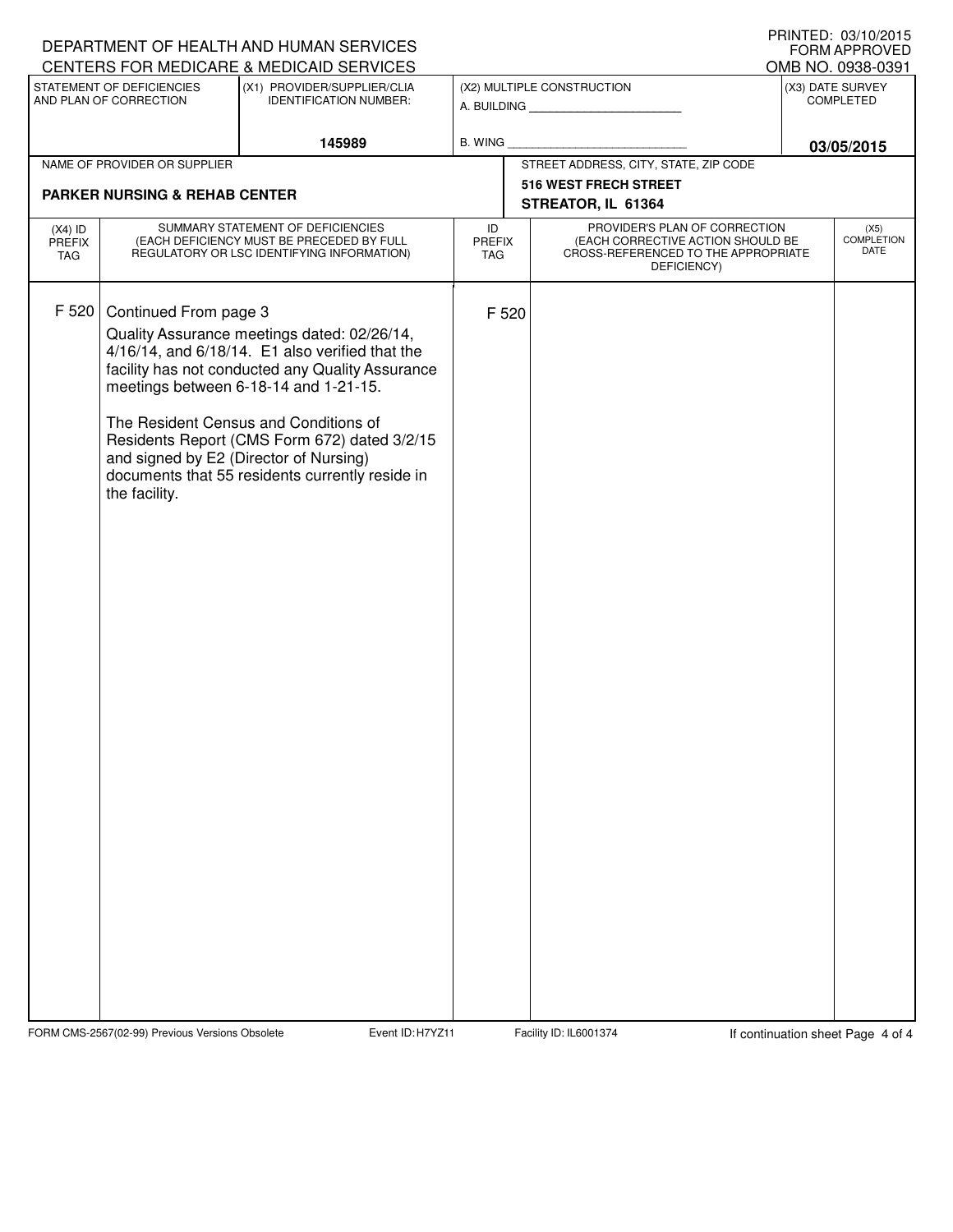DEPARTMENT OF HEALTH AND HUMAN SERVICES
CENTERS FOR MEDICARE & MEDICAID SERVICES

PRINTED: 03/10/2015
FORM APPROVED
OMB NO. 0938-0391

| STATEMENT OF DEFICIENCIES AND PLAN OF CORRECTION | (X1) PROVIDER/SUPPLIER/CLIA IDENTIFICATION NUMBER: | (X2) MULTIPLE CONSTRUCTION | (X3) DATE SURVEY COMPLETED |
|---|---|---|---|
| | 145989 | A. BUILDING ______ B. WING ______ | 03/05/2015 |

| NAME OF PROVIDER OR SUPPLIER | STREET ADDRESS, CITY, STATE, ZIP CODE |
|---|---|
| **PARKER NURSING & REHAB CENTER** | **516 WEST FRECH STREET STREATOR, IL 61364** |

| (X4) ID PREFIX TAG | SUMMARY STATEMENT OF DEFICIENCIES (EACH DEFICIENCY MUST BE PRECEDED BY FULL REGULATORY OR LSC IDENTIFYING INFORMATION) | ID PREFIX TAG | PROVIDER'S PLAN OF CORRECTION (EACH CORRECTIVE ACTION SHOULD BE CROSS-REFERENCED TO THE APPROPRIATE DEFICIENCY) | (X5) COMPLETION DATE |
|---|---|---|---|---|
| F 520 | Continued From page 3<br>Quality Assurance meetings dated: 02/26/14, 4/16/14, and 6/18/14. E1 also verified that the facility has not conducted any Quality Assurance meetings between 6-18-14 and 1-21-15.<br><br>The Resident Census and Conditions of Residents Report (CMS Form 672) dated 3/2/15 and signed by E2 (Director of Nursing) documents that 55 residents currently reside in the facility. | F 520 | | |

FORM CMS-2567(02-99) Previous Versions Obsolete | Event ID: H7YZ11 | Facility ID: IL6001374